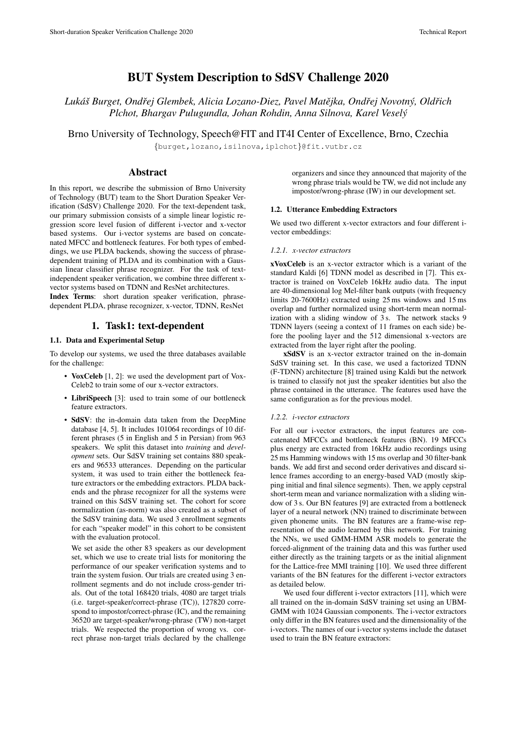# BUT System Description to SdSV Challenge 2020

*Lukáš Burget, Ondřej Glembek, Alicia Lozano-Diez, Pavel Matějka, Ondřej Novotný, Oldřich Plchot, Bhargav Pulugundla, Johan Rohdin, Anna Silnova, Karel Veselý*

Brno University of Technology, Speech@FIT and IT4I Center of Excellence, Brno, Czechia

{burget,lozano,isilnova,iplchot}@fit.vutbr.cz

## Abstract

In this report, we describe the submission of Brno University of Technology (BUT) team to the Short Duration Speaker Verification (SdSV) Challenge 2020. For the text-dependent task, our primary submission consists of a simple linear logistic regression score level fusion of different i-vector and x-vector based systems. Our i-vector systems are based on concatenated MFCC and bottleneck features. For both types of embeddings, we use PLDA backends, showing the success of phrase-dependent training of PLDA and its combination with a Gaussian linear classifier phrase recognizer. For the task of text-independent speaker verification, we combine three different x-vector systems based on TDNN and ResNet architectures.

**Index Terms**: short duration speaker verification, phrase-dependent PLDA, phrase recognizer, x-vector, TDNN, ResNet

## 1. Task1: text-dependent

### 1.1. Data and Experimental Setup

To develop our systems, we used the three databases available for the challenge:

- **VoxCeleb** [1, 2]: we used the development part of VoxCeleb2 to train some of our x-vector extractors.
- **LibriSpeech** [3]: used to train some of our bottleneck feature extractors.
- **SdSV**: the in-domain data taken from the DeepMine database [4, 5]. It includes 101064 recordings of 10 different phrases (5 in English and 5 in Persian) from 963 speakers. We split this dataset into *training* and *development* sets. Our SdSV training set contains 880 speakers and 96533 utterances. Depending on the particular system, it was used to train either the bottleneck feature extractors or the embedding extractors. PLDA backends and the phrase recognizer for all the systems were trained on this SdSV training set. The cohort for score normalization (as-norm) was also created as a subset of the SdSV training data. We used 3 enrollment segments for each "speaker model" in this cohort to be consistent with the evaluation protocol.

  We set aside the other 83 speakers as our development set, which we use to create trial lists for monitoring the performance of our speaker verification systems and to train the system fusion. Our trials are created using 3 enrollment segments and do not include cross-gender trials. Out of the total 168420 trials, 4080 are target trials (i.e. target-speaker/correct-phrase (TC)), 127820 correspond to impostor/correct-phrase (IC), and the remaining 36520 are target-speaker/wrong-phrase (TW) non-target trials. We respected the proportion of wrong vs. correct phrase non-target trials declared by the challenge organizers and since they announced that majority of the wrong phrase trials would be TW, we did not include any impostor/wrong-phrase (IW) in our development set.

### 1.2. Utterance Embedding Extractors

We used two different x-vector extractors and four different i-vector embeddings:

#### 1.2.1. x-vector extractors

**xVoxCeleb** is an x-vector extractor which is a variant of the standard Kaldi [6] TDNN model as described in [7]. This extractor is trained on VoxCeleb 16kHz audio data. The input are 40-dimensional log Mel-filter bank outputs (with frequency limits 20-7600Hz) extracted using 25 ms windows and 15 ms overlap and further normalized using short-term mean normalization with a sliding window of 3 s. The network stacks 9 TDNN layers (seeing a context of 11 frames on each side) before the pooling layer and the 512 dimensional x-vectors are extracted from the layer right after the pooling.

**xSdSV** is an x-vector extractor trained on the in-domain SdSV training set. In this case, we used a factorized TDNN (F-TDNN) architecture [8] trained using Kaldi but the network is trained to classify not just the speaker identities but also the phrase contained in the utterance. The features used have the same configuration as for the previous model.

#### 1.2.2. i-vector extractors

For all our i-vector extractors, the input features are concatenated MFCCs and bottleneck features (BN). 19 MFCCs plus energy are extracted from 16kHz audio recordings using 25 ms Hamming windows with 15 ms overlap and 30 filter-bank bands. We add first and second order derivatives and discard silence frames according to an energy-based VAD (mostly skipping initial and final silence segments). Then, we apply cepstral short-term mean and variance normalization with a sliding window of 3 s. Our BN features [9] are extracted from a bottleneck layer of a neural network (NN) trained to discriminate between given phoneme units. The BN features are a frame-wise representation of the audio learned by this network. For training the NNs, we used GMM-HMM ASR models to generate the forced-alignment of the training data and this was further used either directly as the training targets or as the initial alignment for the Lattice-free MMI training [10]. We used three different variants of the BN features for the different i-vector extractors as detailed below.

We used four different i-vector extractors [11], which were all trained on the in-domain SdSV training set using an UBM-GMM with 1024 Gaussian components. The i-vector extractors only differ in the BN features used and the dimensionality of the i-vectors. The names of our i-vector systems include the dataset used to train the BN feature extractors: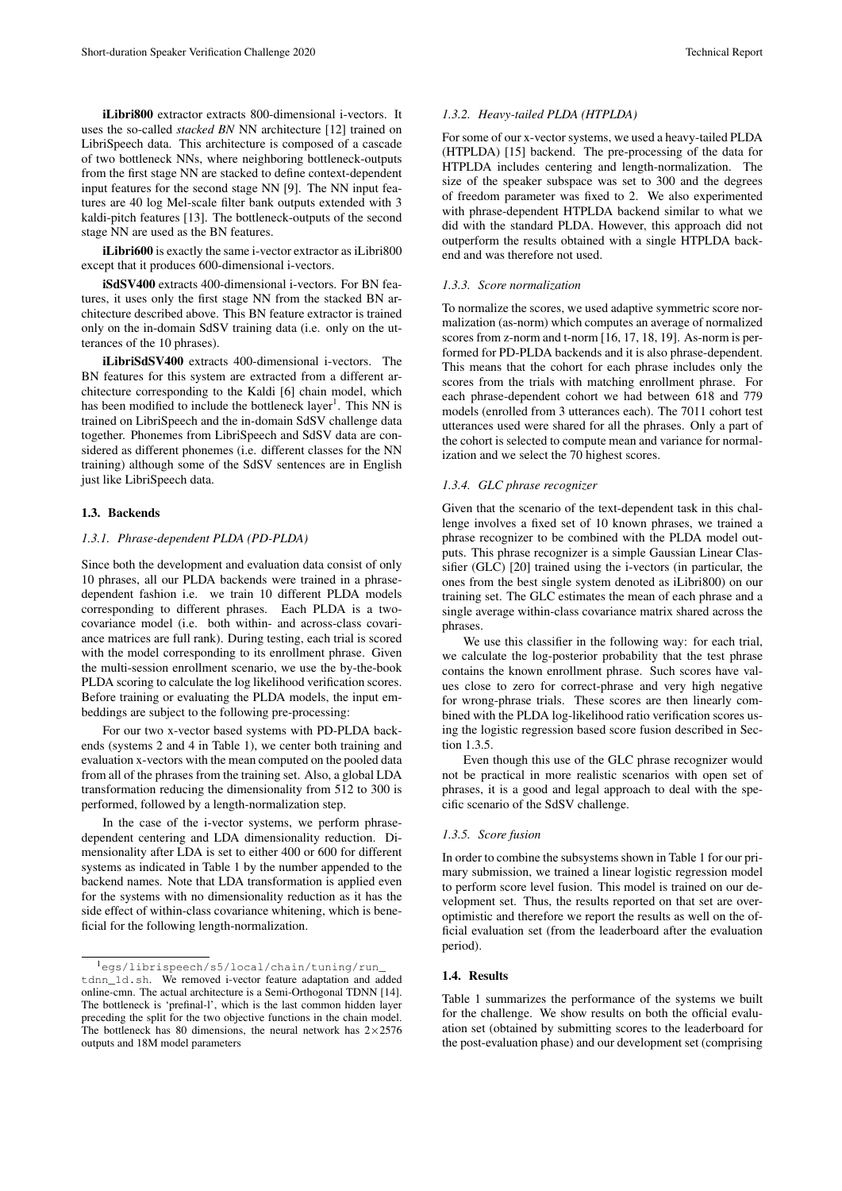**iLibri800** extractor extracts 800-dimensional i-vectors. It uses the so-called *stacked BN* NN architecture [12] trained on LibriSpeech data. This architecture is composed of a cascade of two bottleneck NNs, where neighboring bottleneck-outputs from the first stage NN are stacked to define context-dependent input features for the second stage NN [9]. The NN input features are 40 log Mel-scale filter bank outputs extended with 3 kaldi-pitch features [13]. The bottleneck-outputs of the second stage NN are used as the BN features.

**iLibri600** is exactly the same i-vector extractor as iLibri800 except that it produces 600-dimensional i-vectors.

**iSdSV400** extracts 400-dimensional i-vectors. For BN features, it uses only the first stage NN from the stacked BN architecture described above. This BN feature extractor is trained only on the in-domain SdSV training data (i.e. only on the utterances of the 10 phrases).

**iLibriSdSV400** extracts 400-dimensional i-vectors. The BN features for this system are extracted from a different architecture corresponding to the Kaldi [6] chain model, which has been modified to include the bottleneck layer[1]. This NN is trained on LibriSpeech and the in-domain SdSV challenge data together. Phonemes from LibriSpeech and SdSV data are considered as different phonemes (i.e. different classes for the NN training) although some of the SdSV sentences are in English just like LibriSpeech data.

### 1.3. Backends

#### *1.3.1. Phrase-dependent PLDA (PD-PLDA)*

Since both the development and evaluation data consist of only 10 phrases, all our PLDA backends were trained in a phrase-dependent fashion i.e. we train 10 different PLDA models corresponding to different phrases. Each PLDA is a two-covariance model (i.e. both within- and across-class covariance matrices are full rank). During testing, each trial is scored with the model corresponding to its enrollment phrase. Given the multi-session enrollment scenario, we use the by-the-book PLDA scoring to calculate the log likelihood verification scores. Before training or evaluating the PLDA models, the input embeddings are subject to the following pre-processing:

For our two x-vector based systems with PD-PLDA backends (systems 2 and 4 in Table 1), we center both training and evaluation x-vectors with the mean computed on the pooled data from all of the phrases from the training set. Also, a global LDA transformation reducing the dimensionality from 512 to 300 is performed, followed by a length-normalization step.

In the case of the i-vector systems, we perform phrase-dependent centering and LDA dimensionality reduction. Dimensionality after LDA is set to either 400 or 600 for different systems as indicated in Table 1 by the number appended to the backend names. Note that LDA transformation is applied even for the systems with no dimensionality reduction as it has the side effect of within-class covariance whitening, which is beneficial for the following length-normalization.

[1] `egs/librispeech/s5/local/chain/tuning/run_tdnn_1d.sh`. We removed i-vector feature adaptation and added online-cmn. The actual architecture is a Semi-Orthogonal TDNN [14]. The bottleneck is 'prefinal-l', which is the last common hidden layer preceding the split for the two objective functions in the chain model. The bottleneck has 80 dimensions, the neural network has $2\times2576$ outputs and 18M model parameters

#### *1.3.2. Heavy-tailed PLDA (HTPLDA)*

For some of our x-vector systems, we used a heavy-tailed PLDA (HTPLDA) [15] backend. The pre-processing of the data for HTPLDA includes centering and length-normalization. The size of the speaker subspace was set to 300 and the degrees of freedom parameter was fixed to 2. We also experimented with phrase-dependent HTPLDA backend similar to what we did with the standard PLDA. However, this approach did not outperform the results obtained with a single HTPLDA backend and was therefore not used.

#### *1.3.3. Score normalization*

To normalize the scores, we used adaptive symmetric score normalization (as-norm) which computes an average of normalized scores from z-norm and t-norm [16, 17, 18, 19]. As-norm is performed for PD-PLDA backends and it is also phrase-dependent. This means that the cohort for each phrase includes only the scores from the trials with matching enrollment phrase. For each phrase-dependent cohort we had between 618 and 779 models (enrolled from 3 utterances each). The 7011 cohort test utterances used were shared for all the phrases. Only a part of the cohort is selected to compute mean and variance for normalization and we select the 70 highest scores.

#### *1.3.4. GLC phrase recognizer*

Given that the scenario of the text-dependent task in this challenge involves a fixed set of 10 known phrases, we trained a phrase recognizer to be combined with the PLDA model outputs. This phrase recognizer is a simple Gaussian Linear Classifier (GLC) [20] trained using the i-vectors (in particular, the ones from the best single system denoted as iLibri800) on our training set. The GLC estimates the mean of each phrase and a single average within-class covariance matrix shared across the phrases.

We use this classifier in the following way: for each trial, we calculate the log-posterior probability that the test phrase contains the known enrollment phrase. Such scores have values close to zero for correct-phrase and very high negative for wrong-phrase trials. These scores are then linearly combined with the PLDA log-likelihood ratio verification scores using the logistic regression based score fusion described in Section 1.3.5.

Even though this use of the GLC phrase recognizer would not be practical in more realistic scenarios with open set of phrases, it is a good and legal approach to deal with the specific scenario of the SdSV challenge.

#### *1.3.5. Score fusion*

In order to combine the subsystems shown in Table 1 for our primary submission, we trained a linear logistic regression model to perform score level fusion. This model is trained on our development set. Thus, the results reported on that set are over-optimistic and therefore we report the results as well on the official evaluation set (from the leaderboard after the evaluation period).

### 1.4. Results

Table 1 summarizes the performance of the systems we built for the challenge. We show results on both the official evaluation set (obtained by submitting scores to the leaderboard for the post-evaluation phase) and our development set (comprising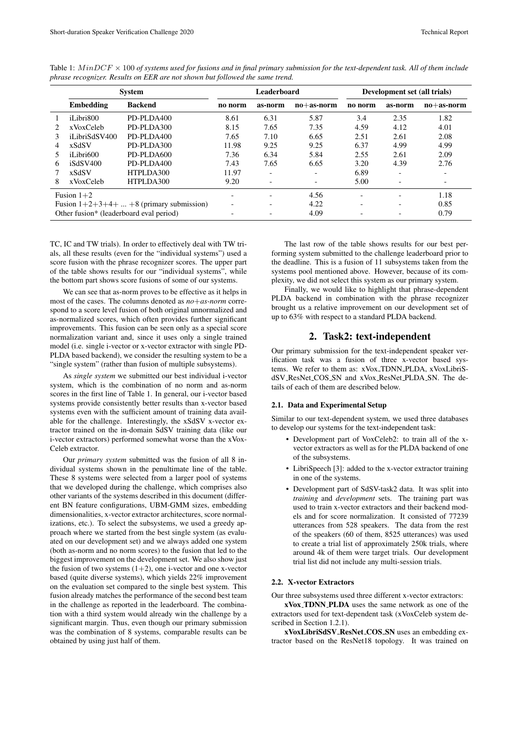Table 1: $MinDCF \times 100$ *of systems used for fusions and in final primary submission for the text-dependent task. All of them include phrase recognizer. Results on EER are not shown but followed the same trend.*

| | System | | Leaderboard | | | Development set (all trials) | | |
|---|---|---|---|---|---|---|---|---|
| | **Embedding** | **Backend** | **no norm** | **as-norm** | **no+as-norm** | **no norm** | **as-norm** | **no+as-norm** |
| 1 | iLibri800 | PD-PLDA400 | 8.61 | 6.31 | 5.87 | 3.4 | 2.35 | 1.82 |
| 2 | xVoxCeleb | PD-PLDA300 | 8.15 | 7.65 | 7.35 | 4.59 | 4.12 | 4.01 |
| 3 | iLibriSdSV400 | PD-PLDA400 | 7.65 | 7.10 | 6.65 | 2.51 | 2.61 | 2.08 |
| 4 | xSdSV | PD-PLDA300 | 11.98 | 9.25 | 9.25 | 6.37 | 4.99 | 4.99 |
| 5 | iLibri600 | PD-PLDA600 | 7.36 | 6.34 | 5.84 | 2.55 | 2.61 | 2.09 |
| 6 | iSdSV400 | PD-PLDA400 | 7.43 | 7.65 | 6.65 | 3.20 | 4.39 | 2.76 |
| 7 | xSdSV | HTPLDA300 | 11.97 | - | - | 6.89 | - | - |
| 8 | xVoxCeleb | HTPLDA300 | 9.20 | - | - | 5.00 | - | - |
| Fusion 1+2 | | | - | - | 4.56 | - | - | 1.18 |
| Fusion 1+2+3+4+ ... +8 (primary submission) | | | - | - | 4.22 | - | - | 0.85 |
| Other fusion* (leaderboard eval period) | | | - | - | 4.09 | - | - | 0.79 |

TC, IC and TW trials). In order to effectively deal with TW trials, all these results (even for the "individual systems") used a score fusion with the phrase recognizer scores. The upper part of the table shows results for our "individual systems", while the bottom part shows score fusions of some of our systems.

We can see that as-norm proves to be effective as it helps in most of the cases. The columns denoted as *no+as-norm* correspond to a score level fusion of both original unnormalized and as-normalized scores, which often provides further significant improvements. This fusion can be seen only as a special score normalization variant and, since it uses only a single trained model (i.e. single i-vector or x-vector extractor with single PD-PLDA based backend), we consider the resulting system to be a "single system" (rather than fusion of multiple subsystems).

As *single system* we submitted our best individual i-vector system, which is the combination of no norm and as-norm scores in the first line of Table 1. In general, our i-vector based systems provide consistently better results than x-vector based systems even with the sufficient amount of training data available for the challenge. Interestingly, the xSdSV x-vector extractor trained on the in-domain SdSV training data (like our i-vector extractors) performed somewhat worse than the xVoxCeleb extractor.

Our *primary system* submitted was the fusion of all 8 individual systems shown in the penultimate line of the table. These 8 systems were selected from a larger pool of systems that we developed during the challenge, which comprises also other variants of the systems described in this document (different BN feature configurations, UBM-GMM sizes, embedding dimensionalities, x-vector extractor architectures, score normalizations, etc.). To select the subsystems, we used a greedy approach where we started from the best single system (as evaluated on our development set) and we always added one system (both as-norm and no norm scores) to the fusion that led to the biggest improvement on the development set. We also show just the fusion of two systems (1+2), one i-vector and one x-vector based (quite diverse systems), which yields 22% improvement on the evaluation set compared to the single best system. This fusion already matches the performance of the second best team in the challenge as reported in the leaderboard. The combination with a third system would already win the challenge by a significant margin. Thus, even though our primary submission was the combination of 8 systems, comparable results can be obtained by using just half of them.

The last row of the table shows results for our best performing system submitted to the challenge leaderboard prior to the deadline. This is a fusion of 11 subsystems taken from the systems pool mentioned above. However, because of its complexity, we did not select this system as our primary system.

Finally, we would like to highlight that phrase-dependent PLDA backend in combination with the phrase recognizer brought us a relative improvement on our development set of up to 63% with respect to a standard PLDA backend.

## 2. Task2: text-independent

Our primary submission for the text-independent speaker verification task was a fusion of three x-vector based systems. We refer to them as: xVox_TDNN_PLDA, xVoxLibriSdSV_ResNet_COS_SN and xVox_ResNet_PLDA_SN. The details of each of them are described below.

### 2.1. Data and Experimental Setup

Similar to our text-dependent system, we used three databases to develop our systems for the text-independent task:

- Development part of VoxCeleb2: to train all of the x-vector extractors as well as for the PLDA backend of one of the subsystems.
- LibriSpeech [3]: added to the x-vector extractor training in one of the systems.
- Development part of SdSV-task2 data. It was split into *training* and *development* sets. The training part was used to train x-vector extractors and their backend models and for score normalization. It consisted of 77239 utterances from 528 speakers. The data from the rest of the speakers (60 of them, 8525 utterances) was used to create a trial list of approximately 250k trials, where around 4k of them were target trials. Our development trial list did not include any multi-session trials.

### 2.2. X-vector Extractors

Our three subsystems used three different x-vector extractors:

**xVox_TDNN_PLDA** uses the same network as one of the extractors used for text-dependent task (xVoxCeleb system described in Section 1.2.1).

**xVoxLibriSdSV_ResNet_COS_SN** uses an embedding extractor based on the ResNet18 topology. It was trained on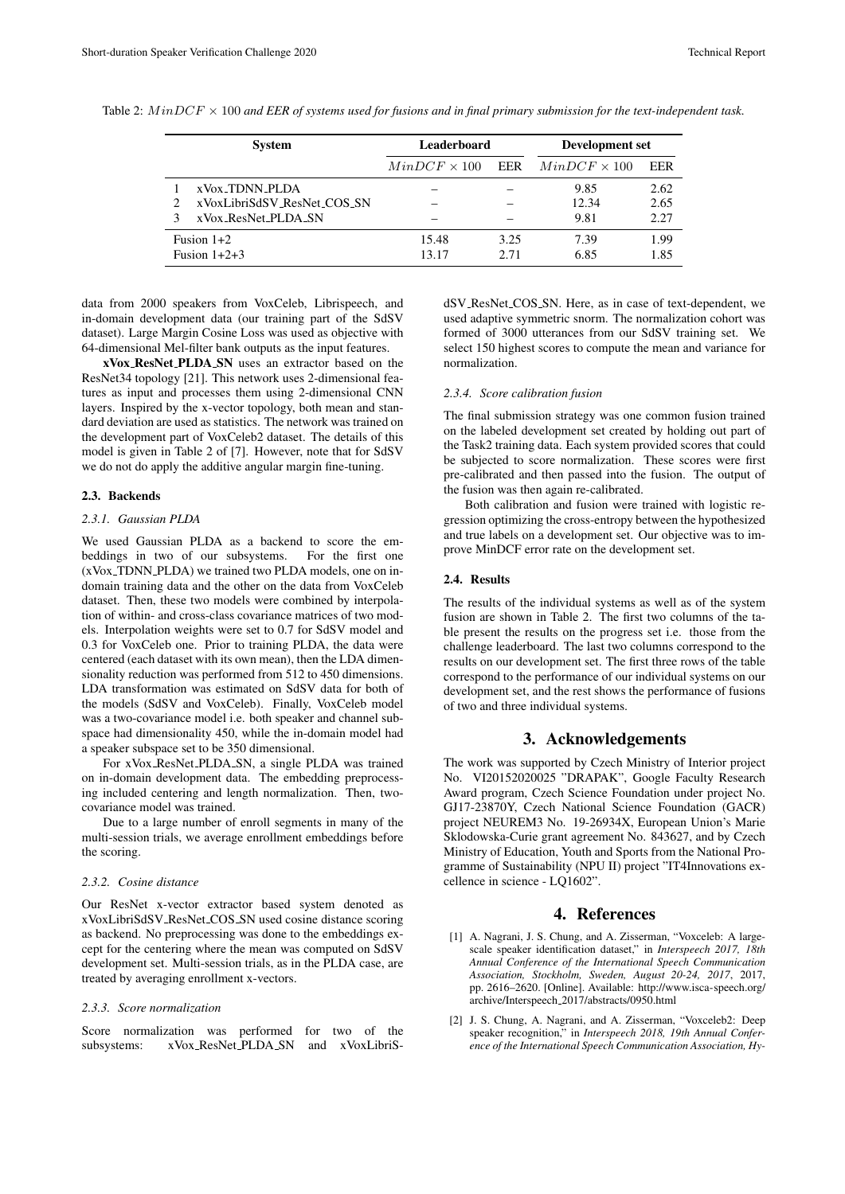Table 2: $MinDCF \times 100$ *and EER of systems used for fusions and in final primary submission for the text-independent task.*

| | System | Leaderboard | | Development set | |
|---|---|---|---|---|---|
| | | $MinDCF \times 100$ | EER | $MinDCF \times 100$ | EER |
| 1 | xVox_TDNN_PLDA | – | – | 9.85 | 2.62 |
| 2 | xVoxLibriSdSV_ResNet_COS_SN | – | – | 12.34 | 2.65 |
| 3 | xVox_ResNet_PLDA_SN | – | – | 9.81 | 2.27 |
| Fusion 1+2 | | 15.48 | 3.25 | 7.39 | 1.99 |
| Fusion 1+2+3 | | 13.17 | 2.71 | 6.85 | 1.85 |

data from 2000 speakers from VoxCeleb, Librispeech, and in-domain development data (our training part of the SdSV dataset). Large Margin Cosine Loss was used as objective with 64-dimensional Mel-filter bank outputs as the input features.

**xVox_ResNet_PLDA_SN** uses an extractor based on the ResNet34 topology [21]. This network uses 2-dimensional features as input and processes them using 2-dimensional CNN layers. Inspired by the x-vector topology, both mean and standard deviation are used as statistics. The network was trained on the development part of VoxCeleb2 dataset. The details of this model is given in Table 2 of [7]. However, note that for SdSV we do not do apply the additive angular margin fine-tuning.

### 2.3. Backends

#### 2.3.1. Gaussian PLDA

We used Gaussian PLDA as a backend to score the embeddings in two of our subsystems. For the first one (xVox_TDNN_PLDA) we trained two PLDA models, one on in-domain training data and the other on the data from VoxCeleb dataset. Then, these two models were combined by interpolation of within- and cross-class covariance matrices of two models. Interpolation weights were set to 0.7 for SdSV model and 0.3 for VoxCeleb one. Prior to training PLDA, the data were centered (each dataset with its own mean), then the LDA dimensionality reduction was performed from 512 to 450 dimensions. LDA transformation was estimated on SdSV data for both of the models (SdSV and VoxCeleb). Finally, VoxCeleb model was a two-covariance model i.e. both speaker and channel subspace had dimensionality 450, while the in-domain model had a speaker subspace set to be 350 dimensional.

For xVox_ResNet_PLDA_SN, a single PLDA was trained on in-domain development data. The embedding preprocessing included centering and length normalization. Then, two-covariance model was trained.

Due to a large number of enroll segments in many of the multi-session trials, we average enrollment embeddings before the scoring.

#### 2.3.2. Cosine distance

Our ResNet x-vector extractor based system denoted as xVoxLibriSdSV_ResNet_COS_SN used cosine distance scoring as backend. No preprocessing was done to the embeddings except for the centering where the mean was computed on SdSV development set. Multi-session trials, as in the PLDA case, are treated by averaging enrollment x-vectors.

#### 2.3.3. Score normalization

Score normalization was performed for two of the subsystems: xVox_ResNet_PLDA_SN and xVoxLibriSdSV_ResNet_COS_SN. Here, as in case of text-dependent, we used adaptive symmetric snorm. The normalization cohort was formed of 3000 utterances from our SdSV training set. We select 150 highest scores to compute the mean and variance for normalization.

#### 2.3.4. Score calibration fusion

The final submission strategy was one common fusion trained on the labeled development set created by holding out part of the Task2 training data. Each system provided scores that could be subjected to score normalization. These scores were first pre-calibrated and then passed into the fusion. The output of the fusion was then again re-calibrated.

Both calibration and fusion were trained with logistic regression optimizing the cross-entropy between the hypothesized and true labels on a development set. Our objective was to improve MinDCF error rate on the development set.

### 2.4. Results

The results of the individual systems as well as of the system fusion are shown in Table 2. The first two columns of the table present the results on the progress set i.e. those from the challenge leaderboard. The last two columns correspond to the results on our development set. The first three rows of the table correspond to the performance of our individual systems on our development set, and the rest shows the performance of fusions of two and three individual systems.

## 3. Acknowledgements

The work was supported by Czech Ministry of Interior project No. VI20152020025 "DRAPAK", Google Faculty Research Award program, Czech Science Foundation under project No. GJ17-23870Y, Czech National Science Foundation (GACR) project NEUREM3 No. 19-26934X, European Union's Marie Sklodowska-Curie grant agreement No. 843627, and by Czech Ministry of Education, Youth and Sports from the National Programme of Sustainability (NPU II) project "IT4Innovations excellence in science - LQ1602".

## 4. References

[1] A. Nagrani, J. S. Chung, and A. Zisserman, "Voxceleb: A large-scale speaker identification dataset," in *Interspeech 2017, 18th Annual Conference of the International Speech Communication Association, Stockholm, Sweden, August 20-24, 2017*, 2017, pp. 2616–2620. [Online]. Available: http://www.isca-speech.org/archive/Interspeech_2017/abstracts/0950.html

[2] J. S. Chung, A. Nagrani, and A. Zisserman, "Voxceleb2: Deep speaker recognition," in *Interspeech 2018, 19th Annual Conference of the International Speech Communication Association, Hy-*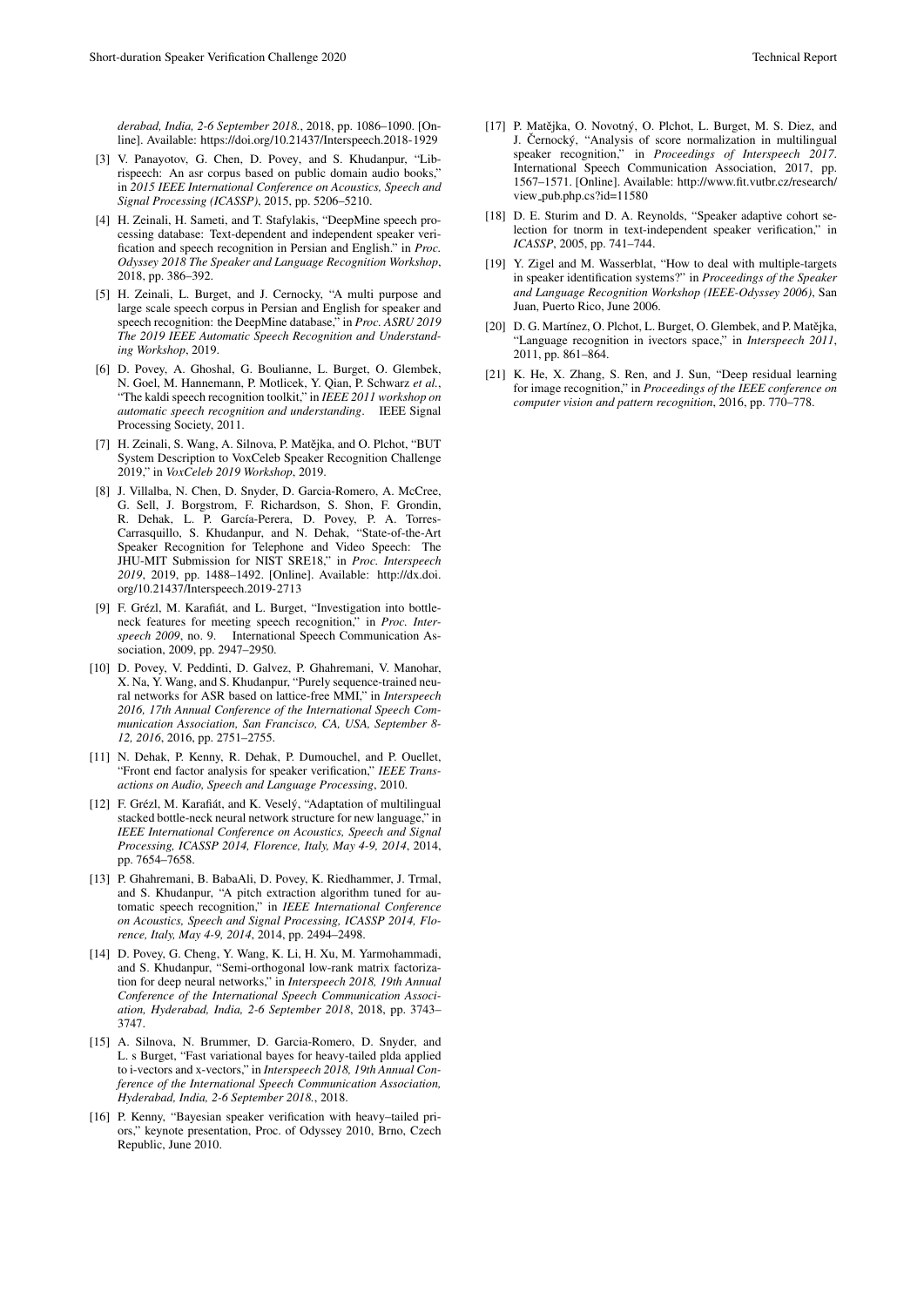*derabad, India, 2-6 September 2018.*, 2018, pp. 1086–1090. [Online]. Available: https://doi.org/10.21437/Interspeech.2018-1929

[3] V. Panayotov, G. Chen, D. Povey, and S. Khudanpur, "Librispeech: An asr corpus based on public domain audio books," in *2015 IEEE International Conference on Acoustics, Speech and Signal Processing (ICASSP)*, 2015, pp. 5206–5210.

[4] H. Zeinali, H. Sameti, and T. Stafylakis, "DeepMine speech processing database: Text-dependent and independent speaker verification and speech recognition in Persian and English." in *Proc. Odyssey 2018 The Speaker and Language Recognition Workshop*, 2018, pp. 386–392.

[5] H. Zeinali, L. Burget, and J. Cernocky, "A multi purpose and large scale speech corpus in Persian and English for speaker and speech recognition: the DeepMine database," in *Proc. ASRU 2019 The 2019 IEEE Automatic Speech Recognition and Understanding Workshop*, 2019.

[6] D. Povey, A. Ghoshal, G. Boulianne, L. Burget, O. Glembek, N. Goel, M. Hannemann, P. Motlicek, Y. Qian, P. Schwarz *et al.*, "The kaldi speech recognition toolkit," in *IEEE 2011 workshop on automatic speech recognition and understanding*. IEEE Signal Processing Society, 2011.

[7] H. Zeinali, S. Wang, A. Silnova, P. Matějka, and O. Plchot, "BUT System Description to VoxCeleb Speaker Recognition Challenge 2019," in *VoxCeleb 2019 Workshop*, 2019.

[8] J. Villalba, N. Chen, D. Snyder, D. Garcia-Romero, A. McCree, G. Sell, J. Borgstrom, F. Richardson, S. Shon, F. Grondin, R. Dehak, L. P. García-Perera, D. Povey, P. A. Torres-Carrasquillo, S. Khudanpur, and N. Dehak, "State-of-the-Art Speaker Recognition for Telephone and Video Speech: The JHU-MIT Submission for NIST SRE18," in *Proc. Interspeech 2019*, 2019, pp. 1488–1492. [Online]. Available: http://dx.doi.org/10.21437/Interspeech.2019-2713

[9] F. Grézl, M. Karafiát, and L. Burget, "Investigation into bottle-neck features for meeting speech recognition," in *Proc. Interspeech 2009*, no. 9. International Speech Communication Association, 2009, pp. 2947–2950.

[10] D. Povey, V. Peddinti, D. Galvez, P. Ghahremani, V. Manohar, X. Na, Y. Wang, and S. Khudanpur, "Purely sequence-trained neural networks for ASR based on lattice-free MMI," in *Interspeech 2016, 17th Annual Conference of the International Speech Communication Association, San Francisco, CA, USA, September 8-12, 2016*, 2016, pp. 2751–2755.

[11] N. Dehak, P. Kenny, R. Dehak, P. Dumouchel, and P. Ouellet, "Front end factor analysis for speaker verification," *IEEE Transactions on Audio, Speech and Language Processing*, 2010.

[12] F. Grézl, M. Karafiát, and K. Veselý, "Adaptation of multilingual stacked bottle-neck neural network structure for new language," in *IEEE International Conference on Acoustics, Speech and Signal Processing, ICASSP 2014, Florence, Italy, May 4-9, 2014*, 2014, pp. 7654–7658.

[13] P. Ghahremani, B. BabaAli, D. Povey, K. Riedhammer, J. Trmal, and S. Khudanpur, "A pitch extraction algorithm tuned for automatic speech recognition," in *IEEE International Conference on Acoustics, Speech and Signal Processing, ICASSP 2014, Florence, Italy, May 4-9, 2014*, 2014, pp. 2494–2498.

[14] D. Povey, G. Cheng, Y. Wang, K. Li, H. Xu, M. Yarmohammadi, and S. Khudanpur, "Semi-orthogonal low-rank matrix factorization for deep neural networks," in *Interspeech 2018, 19th Annual Conference of the International Speech Communication Association, Hyderabad, India, 2-6 September 2018*, 2018, pp. 3743–3747.

[15] A. Silnova, N. Brummer, D. Garcia-Romero, D. Snyder, and L. s Burget, "Fast variational bayes for heavy-tailed plda applied to i-vectors and x-vectors," in *Interspeech 2018, 19th Annual Conference of the International Speech Communication Association, Hyderabad, India, 2-6 September 2018.*, 2018.

[16] P. Kenny, "Bayesian speaker verification with heavy–tailed priors," keynote presentation, Proc. of Odyssey 2010, Brno, Czech Republic, June 2010.

[17] P. Matějka, O. Novotný, O. Plchot, L. Burget, M. S. Diez, and J. Černocký, "Analysis of score normalization in multilingual speaker recognition," in *Proceedings of Interspeech 2017*. International Speech Communication Association, 2017, pp. 1567–1571. [Online]. Available: http://www.fit.vutbr.cz/research/view_pub.php.cs?id=11580

[18] D. E. Sturim and D. A. Reynolds, "Speaker adaptive cohort selection for tnorm in text-independent speaker verification," in *ICASSP*, 2005, pp. 741–744.

[19] Y. Zigel and M. Wasserblat, "How to deal with multiple-targets in speaker identification systems?" in *Proceedings of the Speaker and Language Recognition Workshop (IEEE-Odyssey 2006)*, San Juan, Puerto Rico, June 2006.

[20] D. G. Martínez, O. Plchot, L. Burget, O. Glembek, and P. Matějka, "Language recognition in ivectors space," in *Interspeech 2011*, 2011, pp. 861–864.

[21] K. He, X. Zhang, S. Ren, and J. Sun, "Deep residual learning for image recognition," in *Proceedings of the IEEE conference on computer vision and pattern recognition*, 2016, pp. 770–778.